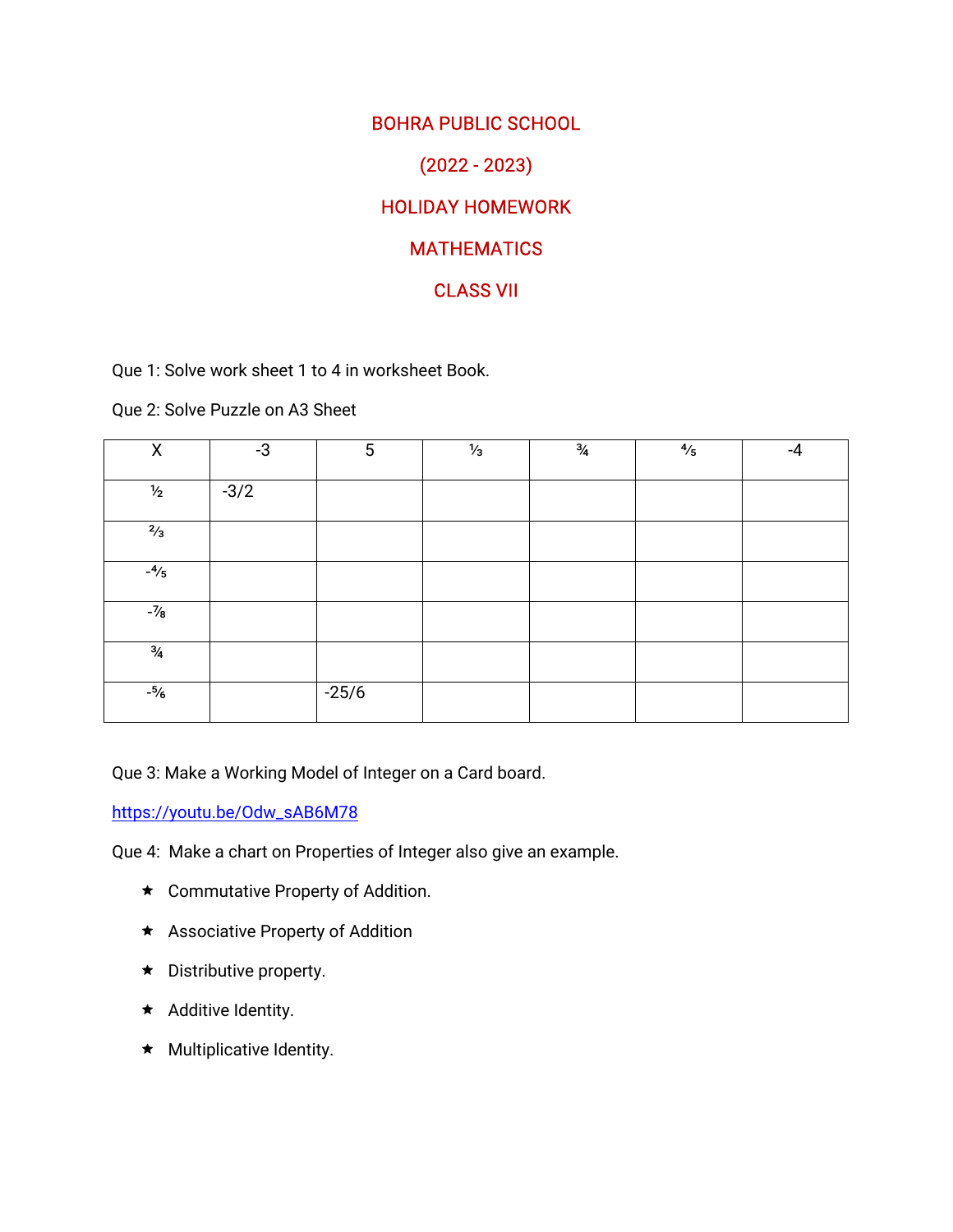# BOHRA PUBLIC SCHOOL

## (2022 - 2023)

## HOLIDAY HOMEWORK

## MATHEMATICS

## CLASS VII

Que 1: Solve work sheet 1 to 4 in worksheet Book.

Que 2: Solve Puzzle on A3 Sheet

| X | -3 | 5 | $\frac{1}{3}$ | $\frac{3}{4}$ | $\frac{4}{5}$ | -4 |
|---|---|---|---|---|---|---|
| $\frac{1}{2}$ | -3/2 | | | | | |
| $\frac{2}{3}$ | | | | | | |
| $-\frac{4}{5}$ | | | | | | |
| $-\frac{7}{8}$ | | | | | | |
| $\frac{3}{4}$ | | | | | | |
| $-\frac{5}{6}$ | | -25/6 | | | | |

Que 3: Make a Working Model of Integer on a Card board.

https://youtu.be/Odw_sAB6M78

Que 4: Make a chart on Properties of Integer also give an example.

- Commutative Property of Addition.
- Associative Property of Addition
- Distributive property.
- Additive Identity.
- Multiplicative Identity.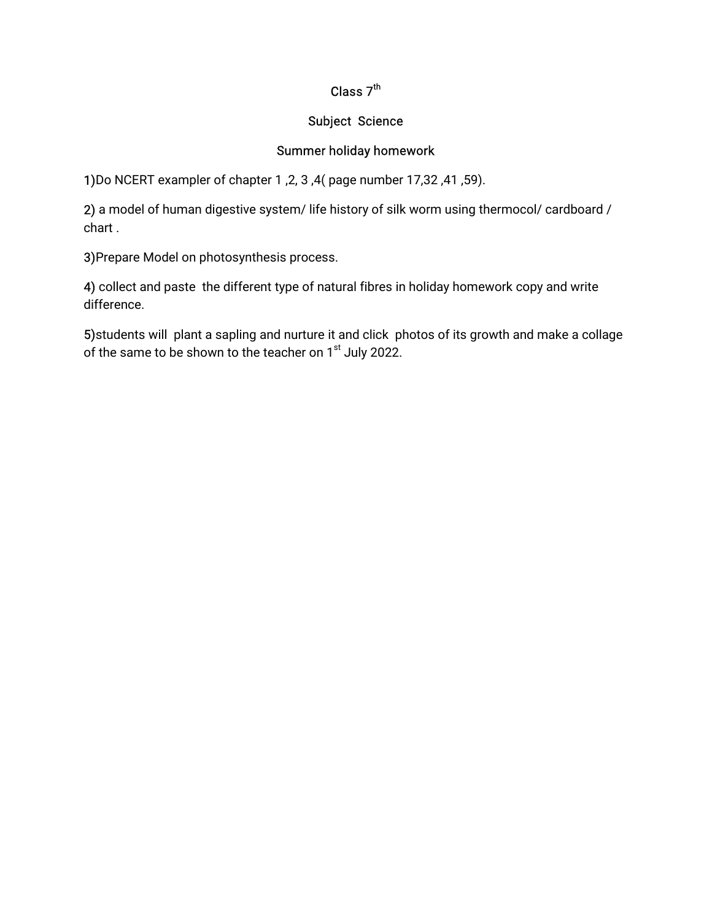Class 7th

Subject Science

Summer holiday homework

1)Do NCERT exampler of chapter 1 ,2, 3 ,4( page number 17,32 ,41 ,59).

2) a model of human digestive system/ life history of silk worm using thermocol/ cardboard / chart .

3)Prepare Model on photosynthesis process.

4) collect and paste the different type of natural fibres in holiday homework copy and write difference.

5)students will plant a sapling and nurture it and click photos of its growth and make a collage of the same to be shown to the teacher on 1st July 2022.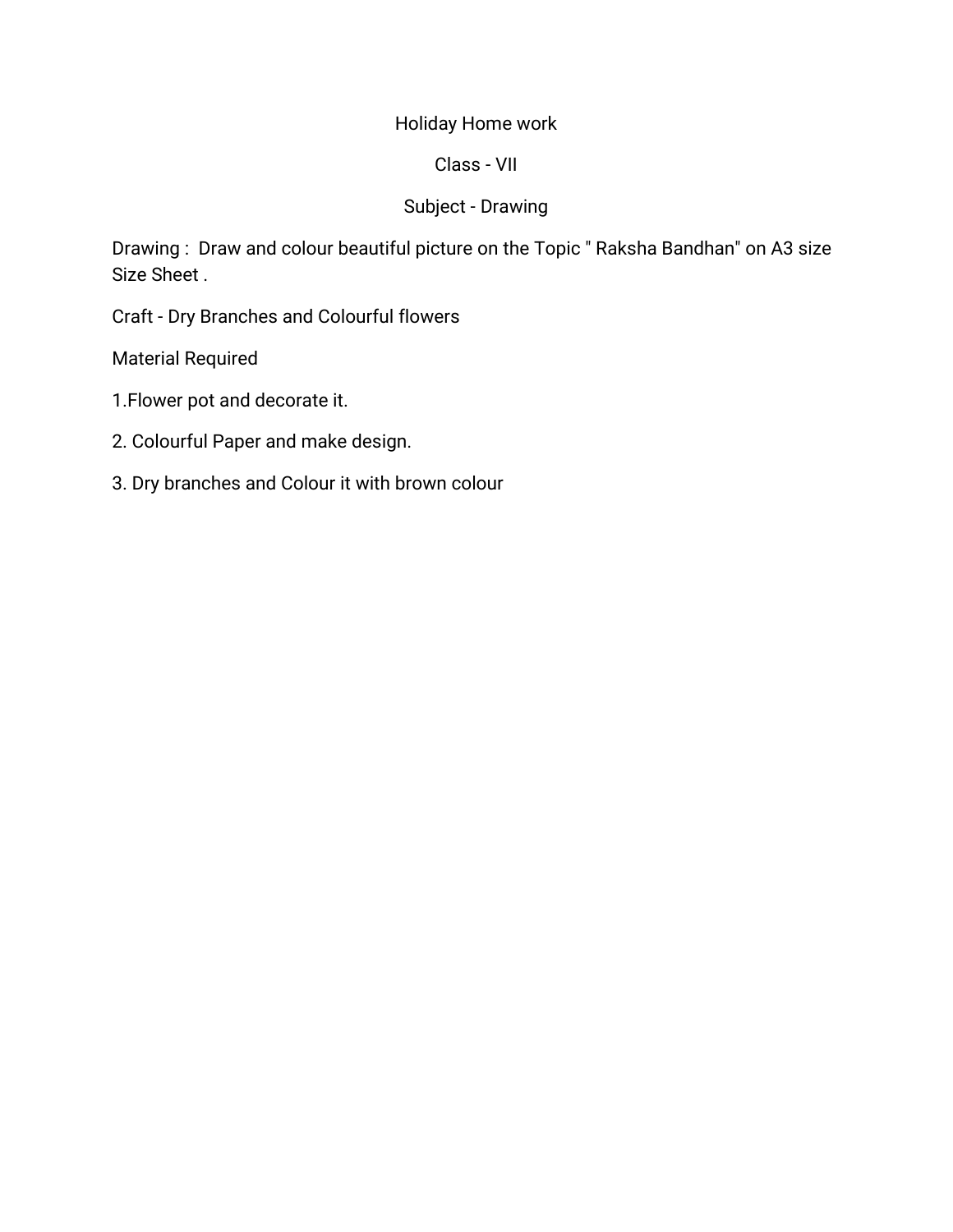# Holiday Home work

## Class - VII

## Subject - Drawing

Drawing : Draw and colour beautiful picture on the Topic " Raksha Bandhan" on A3 size Size Sheet .

Craft - Dry Branches and Colourful flowers

Material Required

1.Flower pot and decorate it.

2. Colourful Paper and make design.

3. Dry branches and Colour it with brown colour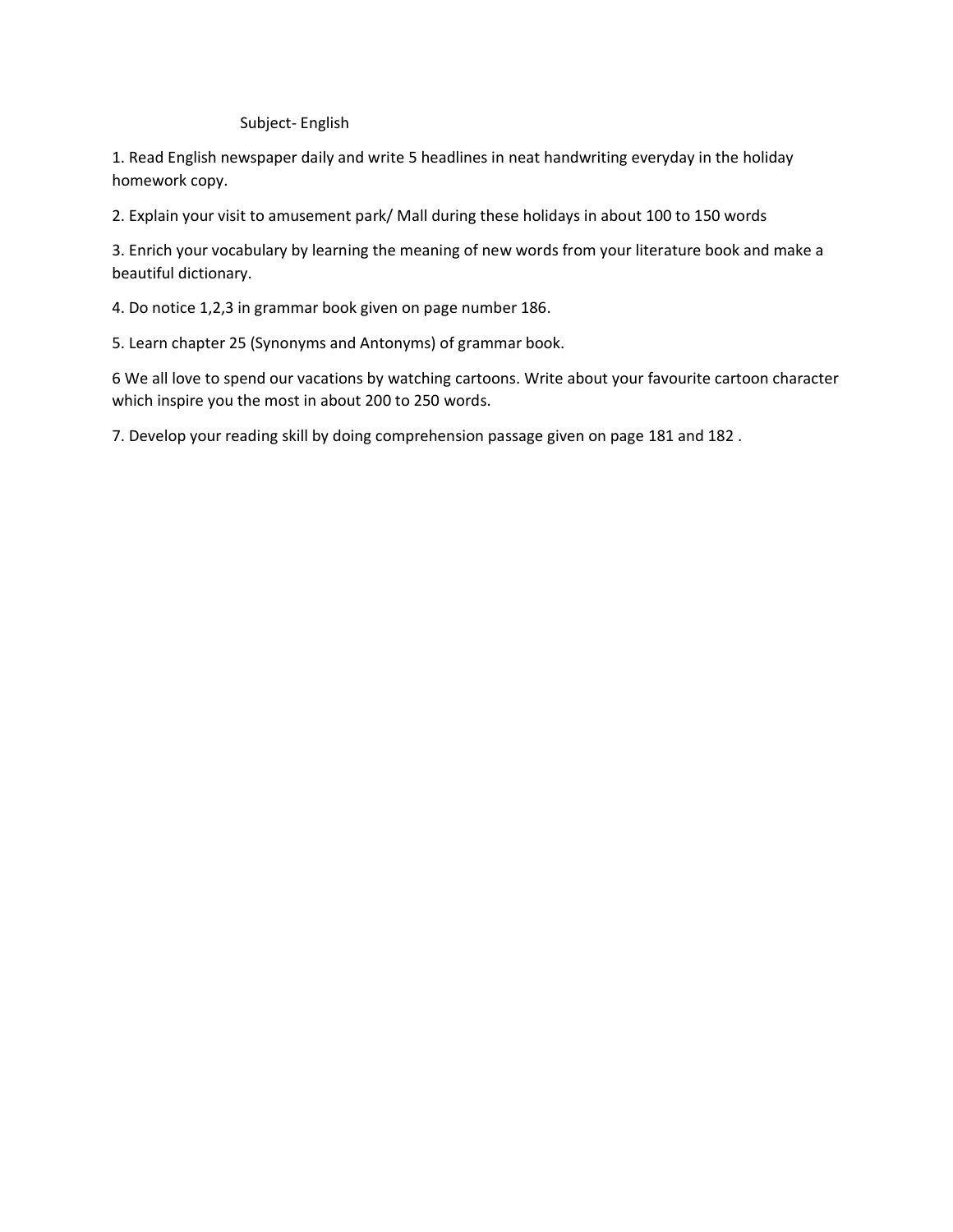Subject- English

1. Read English newspaper daily and write 5 headlines in neat handwriting everyday in the holiday homework copy.

2. Explain your visit to amusement park/ Mall during these holidays in about 100 to 150 words

3. Enrich your vocabulary by learning the meaning of new words from your literature book and make a beautiful dictionary.

4. Do notice 1,2,3 in grammar book given on page number 186.

5. Learn chapter 25 (Synonyms and Antonyms) of grammar book.

6 We all love to spend our vacations by watching cartoons. Write about your favourite cartoon character which inspire you the most in about 200 to 250 words.

7. Develop your reading skill by doing comprehension passage given on page 181 and 182 .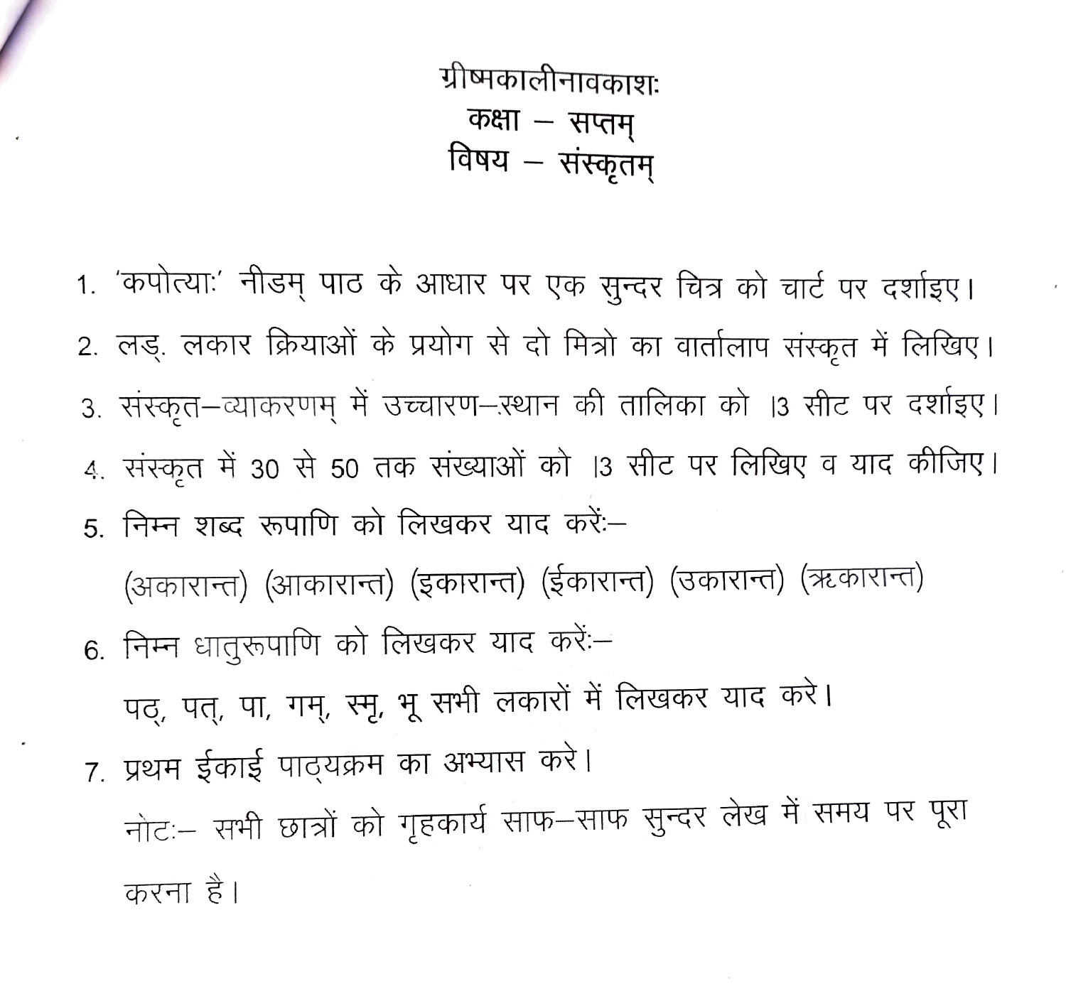# ग्रीष्मकालीनावकाशः
## कक्षा – सप्तम्
## विषय – संस्कृतम्

1. 'कपोत्याः' नीडम् पाठ के आधार पर एक सुन्दर चित्र को चार्ट पर दर्शाइए।
2. लङ्. लकार क्रियाओं के प्रयोग से दो मित्रो का वार्तालाप संस्कृत में लिखिए।
3. संस्कृत–व्याकरणम् में उच्चारण–स्थान की तालिका को |3 सीट पर दर्शाइए।
4. संस्कृत में 30 से 50 तक संख्याओं को |3 सीट पर लिखिए व याद कीजिए।
5. निम्न शब्द रूपाणि को लिखकर याद करें:–

   (अकारान्त) (आकारान्त) (इकारान्त) (ईकारान्त) (उकारान्त) (ऋकारान्त)
6. निम्न धातुरूपाणि को लिखकर याद करें:–

   पठ्, पत्, पा, गम्, स्मृ, भू सभी लकारों में लिखकर याद करे।
7. प्रथम ईकाई पाठ्यक्रम का अभ्यास करे।

   नोट:– सभी छात्रों को गृहकार्य साफ–साफ सुन्दर लेख में समय पर पूरा करना है।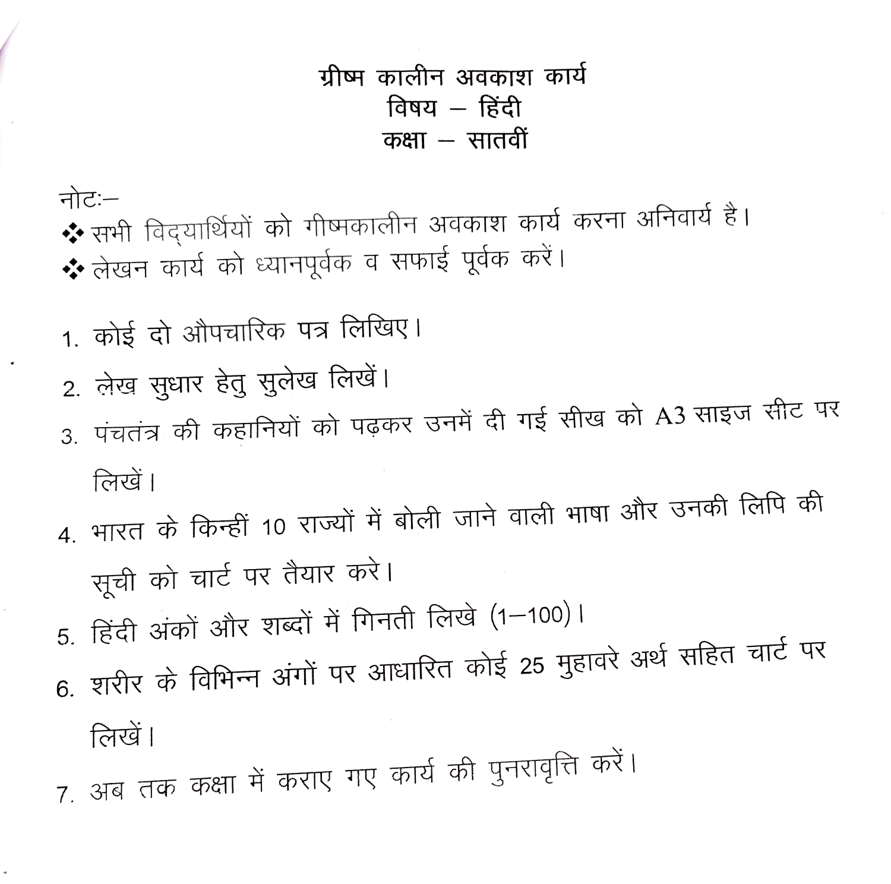# ग्रीष्म कालीन अवकाश कार्य
## विषय – हिंदी
## कक्षा – सातवीं

नोटः–

- सभी विद्यार्थियों को गीष्मकालीन अवकाश कार्य करना अनिवार्य है।
- लेखन कार्य को ध्यानपूर्वक व सफाई पूर्वक करें।

1. कोई दो औपचारिक पत्र लिखिए।
2. लेख सुधार हेतु सुलेख लिखें।
3. पंचतंत्र की कहानियों को पढ़कर उनमें दी गई सीख को A3 साइज सीट पर लिखें।
4. भारत के किन्हीं 10 राज्यों में बोली जाने वाली भाषा और उनकी लिपि की सूची को चार्ट पर तैयार करे।
5. हिंदी अंकों और शब्दों में गिनती लिखे (1–100)।
6. शरीर के विभिन्न अंगों पर आधारित कोई 25 मुहावरे अर्थ सहित चार्ट पर लिखें।
7. अब तक कक्षा में कराए गए कार्य की पुनरावृत्ति करें।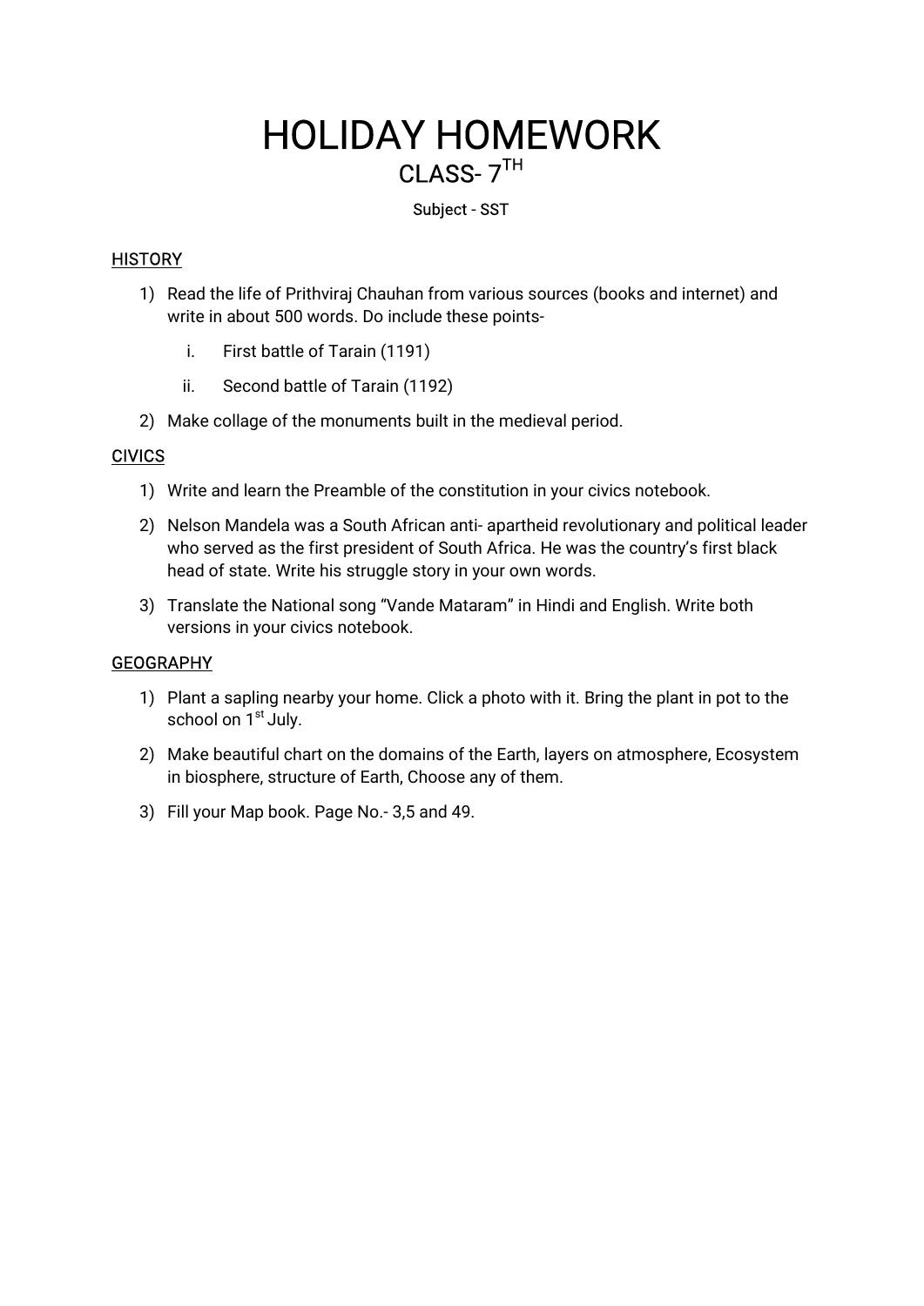# HOLIDAY HOMEWORK

## CLASS- 7TH

Subject - SST

### HISTORY

1) Read the life of Prithviraj Chauhan from various sources (books and internet) and write in about 500 words. Do include these points-
   i. First battle of Tarain (1191)
   ii. Second battle of Tarain (1192)
2) Make collage of the monuments built in the medieval period.

### CIVICS

1) Write and learn the Preamble of the constitution in your civics notebook.
2) Nelson Mandela was a South African anti- apartheid revolutionary and political leader who served as the first president of South Africa. He was the country's first black head of state. Write his struggle story in your own words.
3) Translate the National song "Vande Mataram" in Hindi and English. Write both versions in your civics notebook.

### GEOGRAPHY

1) Plant a sapling nearby your home. Click a photo with it. Bring the plant in pot to the school on 1st July.
2) Make beautiful chart on the domains of the Earth, layers on atmosphere, Ecosystem in biosphere, structure of Earth, Choose any of them.
3) Fill your Map book. Page No.- 3,5 and 49.